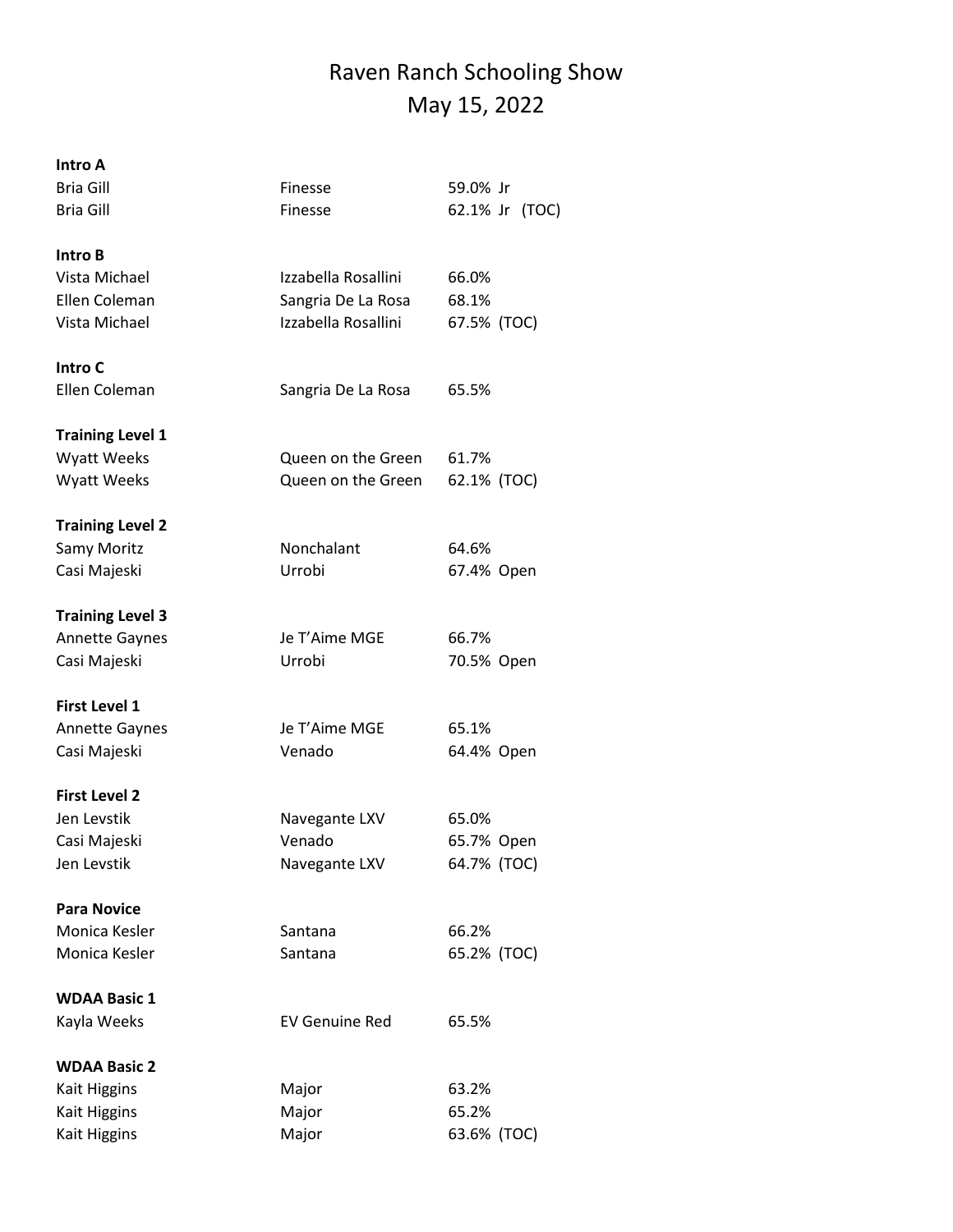# Raven Ranch Schooling Show

## May 15, 2022

**Intro A**

| | | |
|---|---|---|
| Bria Gill | Finesse | 59.0% Jr |
| Bria Gill | Finesse | 62.1% Jr (TOC) |

**Intro B**

| | | |
|---|---|---|
| Vista Michael | Izzabella Rosallini | 66.0% |
| Ellen Coleman | Sangria De La Rosa | 68.1% |
| Vista Michael | Izzabella Rosallini | 67.5% (TOC) |

**Intro C**

| | | |
|---|---|---|
| Ellen Coleman | Sangria De La Rosa | 65.5% |

**Training Level 1**

| | | |
|---|---|---|
| Wyatt Weeks | Queen on the Green | 61.7% |
| Wyatt Weeks | Queen on the Green | 62.1% (TOC) |

**Training Level 2**

| | | |
|---|---|---|
| Samy Moritz | Nonchalant | 64.6% |
| Casi Majeski | Urrobi | 67.4% Open |

**Training Level 3**

| | | |
|---|---|---|
| Annette Gaynes | Je T'Aime MGE | 66.7% |
| Casi Majeski | Urrobi | 70.5% Open |

**First Level 1**

| | | |
|---|---|---|
| Annette Gaynes | Je T'Aime MGE | 65.1% |
| Casi Majeski | Venado | 64.4% Open |

**First Level 2**

| | | |
|---|---|---|
| Jen Levstik | Navegante LXV | 65.0% |
| Casi Majeski | Venado | 65.7% Open |
| Jen Levstik | Navegante LXV | 64.7% (TOC) |

**Para Novice**

| | | |
|---|---|---|
| Monica Kesler | Santana | 66.2% |
| Monica Kesler | Santana | 65.2% (TOC) |

**WDAA Basic 1**

| | | |
|---|---|---|
| Kayla Weeks | EV Genuine Red | 65.5% |

**WDAA Basic 2**

| | | |
|---|---|---|
| Kait Higgins | Major | 63.2% |
| Kait Higgins | Major | 65.2% |
| Kait Higgins | Major | 63.6% (TOC) |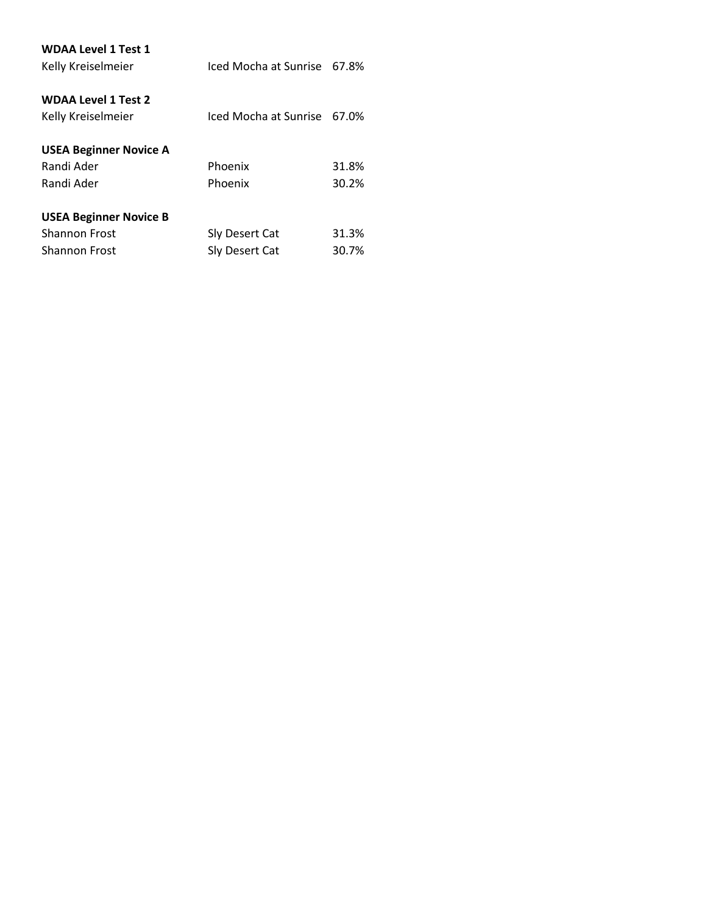**WDAA Level 1 Test 1**

| | | |
|---|---|---|
| Kelly Kreiselmeier | Iced Mocha at Sunrise | 67.8% |

**WDAA Level 1 Test 2**

| | | |
|---|---|---|
| Kelly Kreiselmeier | Iced Mocha at Sunrise | 67.0% |

**USEA Beginner Novice A**

| | | |
|---|---|---|
| Randi Ader | Phoenix | 31.8% |
| Randi Ader | Phoenix | 30.2% |

**USEA Beginner Novice B**

| | | |
|---|---|---|
| Shannon Frost | Sly Desert Cat | 31.3% |
| Shannon Frost | Sly Desert Cat | 30.7% |